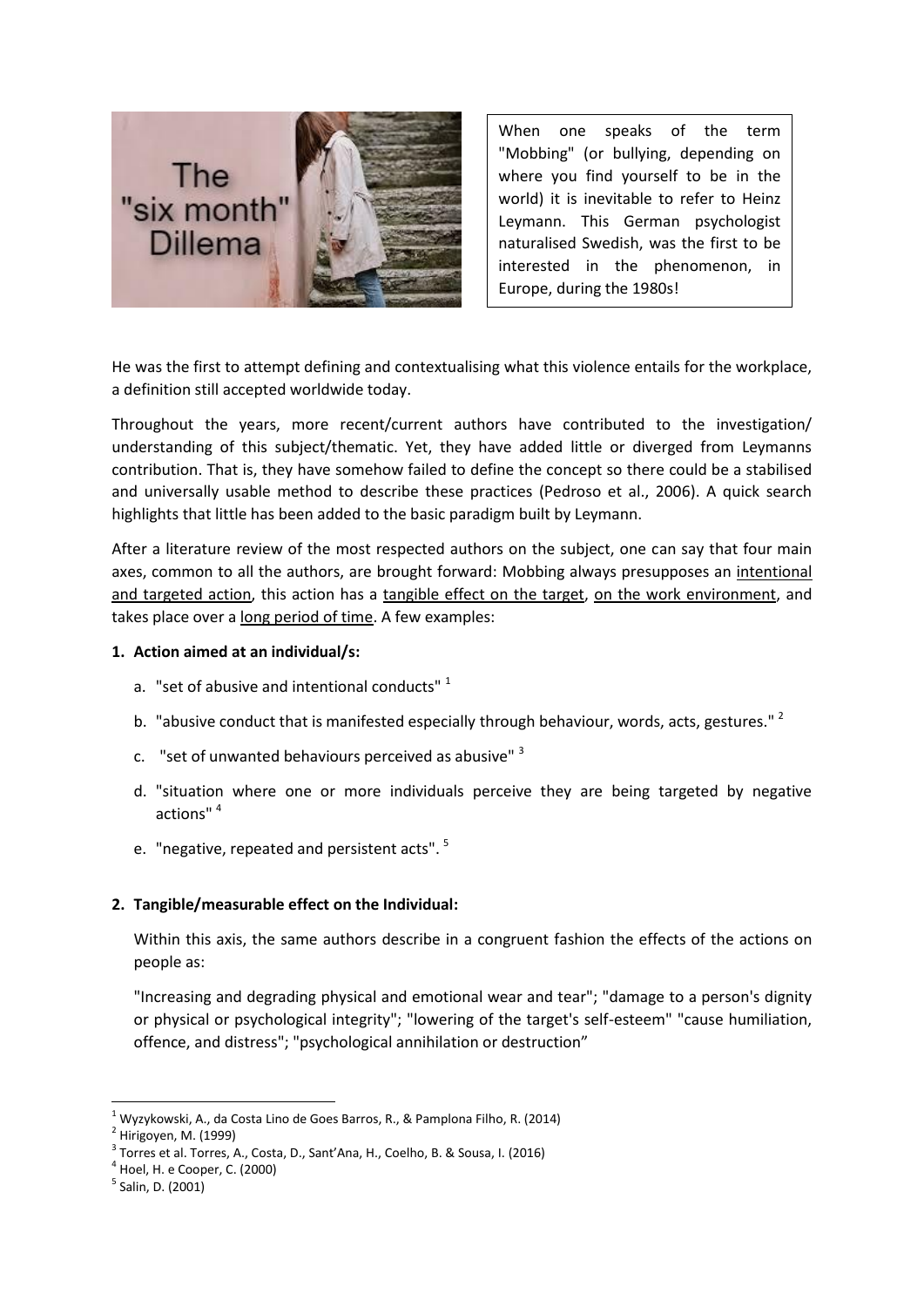When one speaks of the term "Mobbing" (or bullying, depending on where you find yourself to be in the world) it is inevitable to refer to Heinz Leymann. This German psychologist naturalised Swedish, was the first to be interested in the phenomenon, in Europe, during the 1980s!

He was the first to attempt defining and contextualising what this violence entails for the workplace, a definition still accepted worldwide today.

Throughout the years, more recent/current authors have contributed to the investigation/ understanding of this subject/thematic. Yet, they have added little or diverged from Leymanns contribution. That is, they have somehow failed to define the concept so there could be a stabilised and universally usable method to describe these practices (Pedroso et al., 2006). A quick search highlights that little has been added to the basic paradigm built by Leymann.

After a literature review of the most respected authors on the subject, one can say that four main axes, common to all the authors, are brought forward: Mobbing always presupposes an <u>intentional and targeted action</u>, this action has a <u>tangible effect on the target</u>, <u>on the work environment</u>, and takes place over a <u>long period of time</u>. A few examples:

**1. Action aimed at an individual/s:**

a. "set of abusive and intentional conducts" [1]

b. "abusive conduct that is manifested especially through behaviour, words, acts, gestures." [2]

c. "set of unwanted behaviours perceived as abusive" [3]

d. "situation where one or more individuals perceive they are being targeted by negative actions" [4]

e. "negative, repeated and persistent acts". [5]

**2. Tangible/measurable effect on the Individual:**

Within this axis, the same authors describe in a congruent fashion the effects of the actions on people as:

"Increasing and degrading physical and emotional wear and tear"; "damage to a person's dignity or physical or psychological integrity"; "lowering of the target's self-esteem" "cause humiliation, offence, and distress"; "psychological annihilation or destruction"

---

[1] Wyzykowski, A., da Costa Lino de Goes Barros, R., & Pamplona Filho, R. (2014)

[2] Hirigoyen, M. (1999)

[3] Torres et al. Torres, A., Costa, D., Sant'Ana, H., Coelho, B. & Sousa, I. (2016)

[4] Hoel, H. e Cooper, C. (2000)

[5] Salin, D. (2001)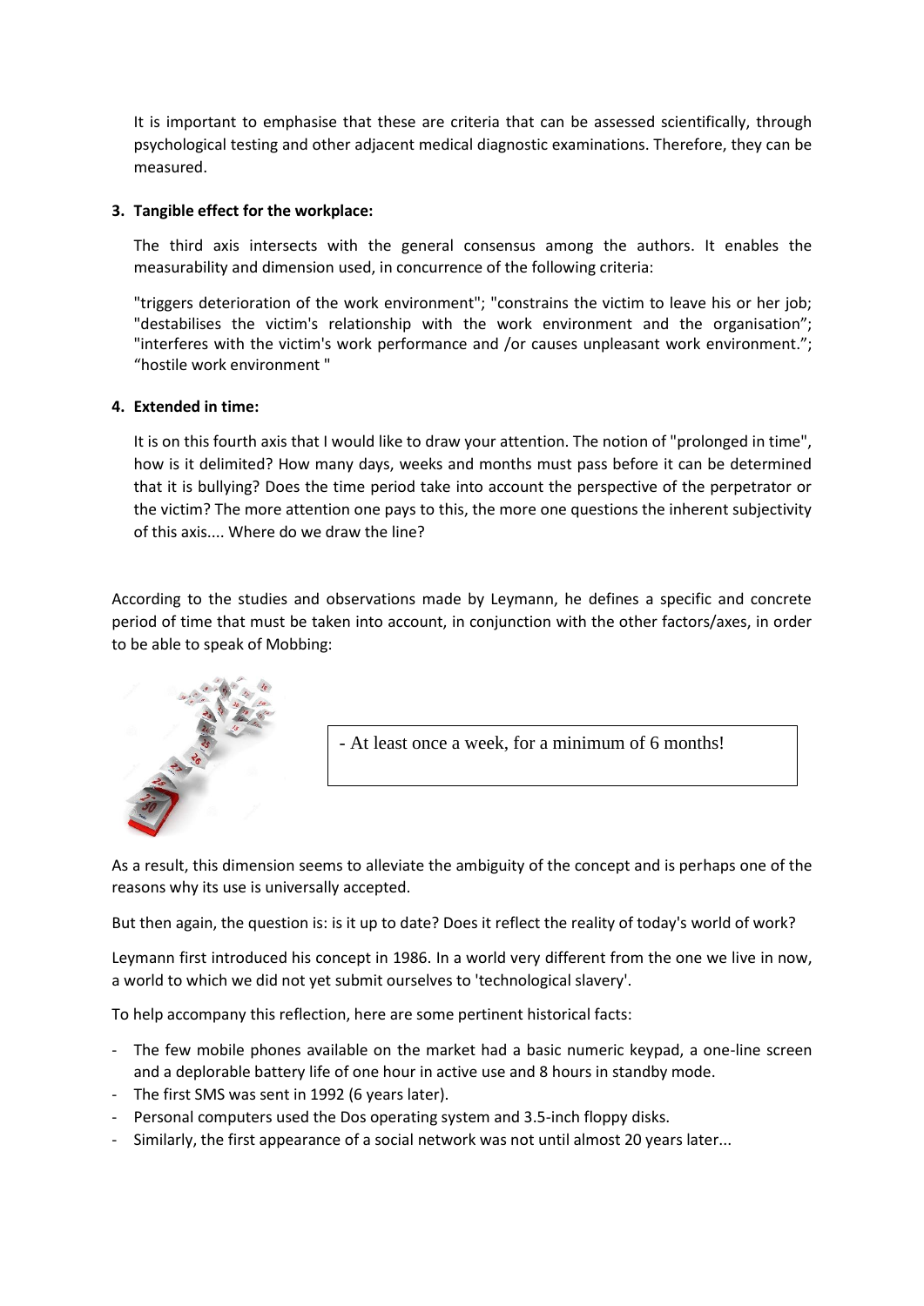It is important to emphasise that these are criteria that can be assessed scientifically, through psychological testing and other adjacent medical diagnostic examinations. Therefore, they can be measured.

3. **Tangible effect for the workplace:**

   The third axis intersects with the general consensus among the authors. It enables the measurability and dimension used, in concurrence of the following criteria:

   "triggers deterioration of the work environment"; "constrains the victim to leave his or her job; "destabilises the victim's relationship with the work environment and the organisation"; "interferes with the victim's work performance and /or causes unpleasant work environment."; "hostile work environment "

4. **Extended in time:**

   It is on this fourth axis that I would like to draw your attention. The notion of "prolonged in time", how is it delimited? How many days, weeks and months must pass before it can be determined that it is bullying? Does the time period take into account the perspective of the perpetrator or the victim? The more attention one pays to this, the more one questions the inherent subjectivity of this axis.... Where do we draw the line?

According to the studies and observations made by Leymann, he defines a specific and concrete period of time that must be taken into account, in conjunction with the other factors/axes, in order to be able to speak of Mobbing:

- At least once a week, for a minimum of 6 months!

As a result, this dimension seems to alleviate the ambiguity of the concept and is perhaps one of the reasons why its use is universally accepted.

But then again, the question is: is it up to date? Does it reflect the reality of today's world of work?

Leymann first introduced his concept in 1986. In a world very different from the one we live in now, a world to which we did not yet submit ourselves to 'technological slavery'.

To help accompany this reflection, here are some pertinent historical facts:

- The few mobile phones available on the market had a basic numeric keypad, a one-line screen and a deplorable battery life of one hour in active use and 8 hours in standby mode.
- The first SMS was sent in 1992 (6 years later).
- Personal computers used the Dos operating system and 3.5-inch floppy disks.
- Similarly, the first appearance of a social network was not until almost 20 years later...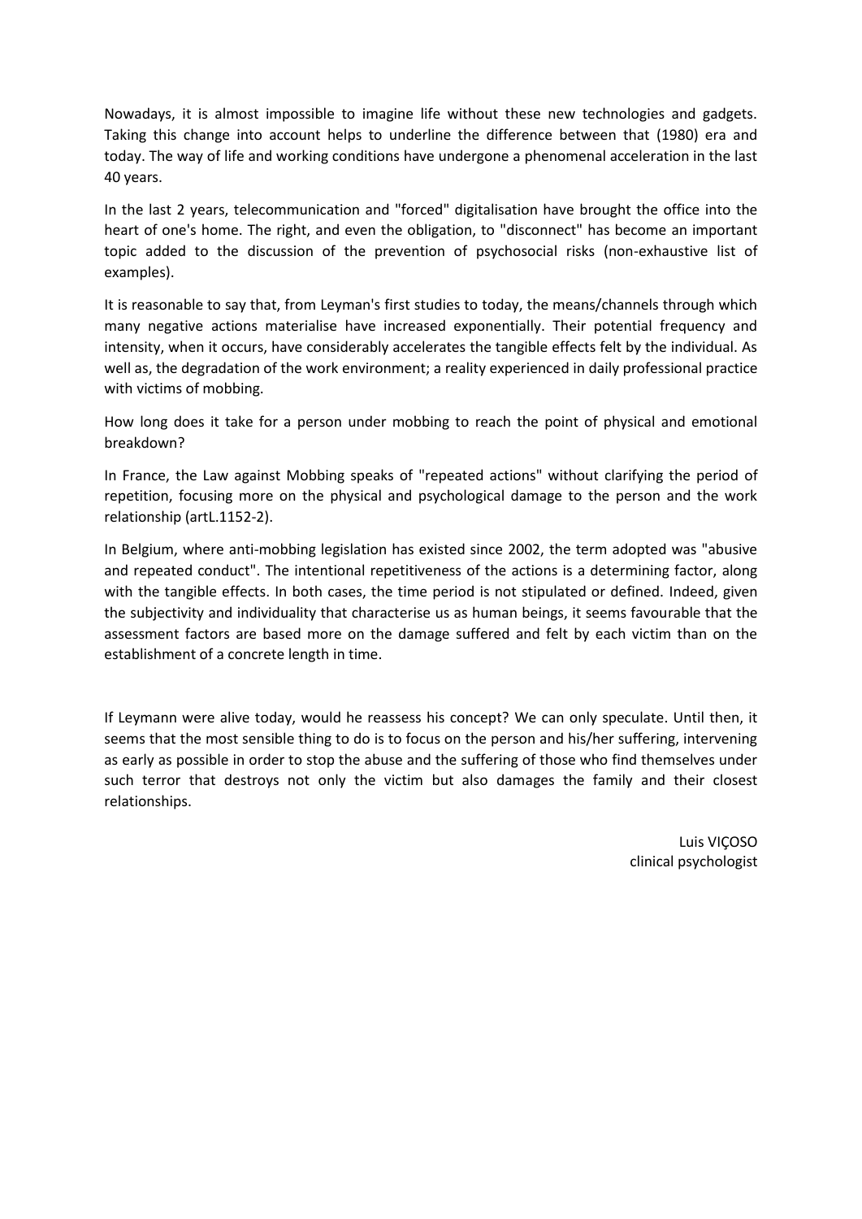Nowadays, it is almost impossible to imagine life without these new technologies and gadgets. Taking this change into account helps to underline the difference between that (1980) era and today. The way of life and working conditions have undergone a phenomenal acceleration in the last 40 years.

In the last 2 years, telecommunication and "forced" digitalisation have brought the office into the heart of one's home. The right, and even the obligation, to "disconnect" has become an important topic added to the discussion of the prevention of psychosocial risks (non-exhaustive list of examples).

It is reasonable to say that, from Leyman's first studies to today, the means/channels through which many negative actions materialise have increased exponentially. Their potential frequency and intensity, when it occurs, have considerably accelerates the tangible effects felt by the individual. As well as, the degradation of the work environment; a reality experienced in daily professional practice with victims of mobbing.

How long does it take for a person under mobbing to reach the point of physical and emotional breakdown?

In France, the Law against Mobbing speaks of "repeated actions" without clarifying the period of repetition, focusing more on the physical and psychological damage to the person and the work relationship (artL.1152-2).

In Belgium, where anti-mobbing legislation has existed since 2002, the term adopted was "abusive and repeated conduct". The intentional repetitiveness of the actions is a determining factor, along with the tangible effects. In both cases, the time period is not stipulated or defined. Indeed, given the subjectivity and individuality that characterise us as human beings, it seems favourable that the assessment factors are based more on the damage suffered and felt by each victim than on the establishment of a concrete length in time.

If Leymann were alive today, would he reassess his concept? We can only speculate. Until then, it seems that the most sensible thing to do is to focus on the person and his/her suffering, intervening as early as possible in order to stop the abuse and the suffering of those who find themselves under such terror that destroys not only the victim but also damages the family and their closest relationships.

Luis VIÇOSO
clinical psychologist